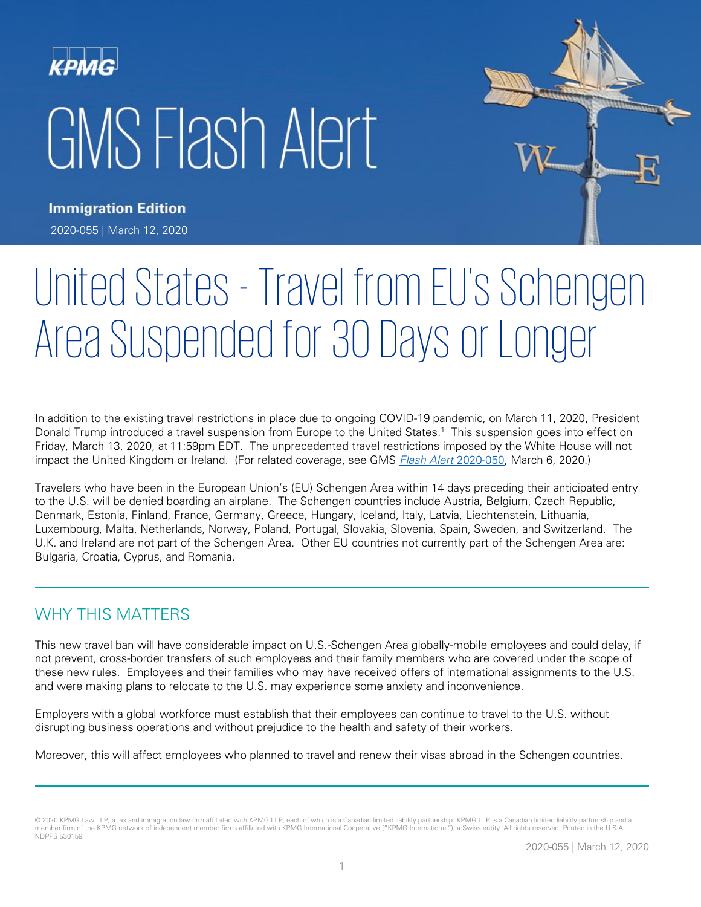KPMG

# GMS Flash Alert

**Immigration Edition**

2020-055 | March 12, 2020

# United States - Travel from EU's Schengen Area Suspended for 30 Days or Longer

In addition to the existing travel restrictions in place due to ongoing COVID-19 pandemic, on March 11, 2020, President Donald Trump introduced a travel suspension from Europe to the United States.[1] This suspension goes into effect on Friday, March 13, 2020, at 11:59pm EDT. The unprecedented travel restrictions imposed by the White House will not impact the United Kingdom or Ireland. (For related coverage, see GMS *Flash Alert* 2020-050, March 6, 2020.)

Travelers who have been in the European Union's (EU) Schengen Area within 14 days preceding their anticipated entry to the U.S. will be denied boarding an airplane. The Schengen countries include Austria, Belgium, Czech Republic, Denmark, Estonia, Finland, France, Germany, Greece, Hungary, Iceland, Italy, Latvia, Liechtenstein, Lithuania, Luxembourg, Malta, Netherlands, Norway, Poland, Portugal, Slovakia, Slovenia, Spain, Sweden, and Switzerland. The U.K. and Ireland are not part of the Schengen Area. Other EU countries not currently part of the Schengen Area are: Bulgaria, Croatia, Cyprus, and Romania.

## WHY THIS MATTERS

This new travel ban will have considerable impact on U.S.-Schengen Area globally-mobile employees and could delay, if not prevent, cross-border transfers of such employees and their family members who are covered under the scope of these new rules. Employees and their families who may have received offers of international assignments to the U.S. and were making plans to relocate to the U.S. may experience some anxiety and inconvenience.

Employers with a global workforce must establish that their employees can continue to travel to the U.S. without disrupting business operations and without prejudice to the health and safety of their workers.

Moreover, this will affect employees who planned to travel and renew their visas abroad in the Schengen countries.

© 2020 KPMG Law LLP, a tax and immigration law firm affiliated with KPMG LLP, each of which is a Canadian limited liability partnership. KPMG LLP is a Canadian limited liability partnership and a member firm of the KPMG network of independent member firms affiliated with KPMG International Cooperative ("KPMG International"), a Swiss entity. All rights reserved. Printed in the U.S.A. NDPPS 530159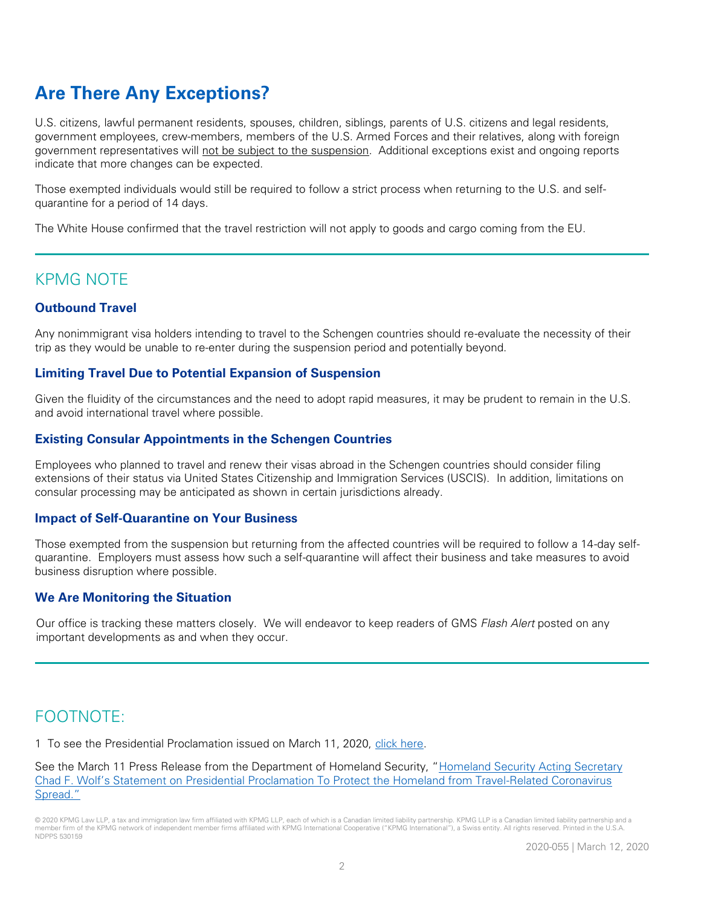## Are There Any Exceptions?

U.S. citizens, lawful permanent residents, spouses, children, siblings, parents of U.S. citizens and legal residents, government employees, crew-members, members of the U.S. Armed Forces and their relatives, along with foreign government representatives will not be subject to the suspension. Additional exceptions exist and ongoing reports indicate that more changes can be expected.

Those exempted individuals would still be required to follow a strict process when returning to the U.S. and self-quarantine for a period of 14 days.

The White House confirmed that the travel restriction will not apply to goods and cargo coming from the EU.

---

## KPMG NOTE

### Outbound Travel

Any nonimmigrant visa holders intending to travel to the Schengen countries should re-evaluate the necessity of their trip as they would be unable to re-enter during the suspension period and potentially beyond.

### Limiting Travel Due to Potential Expansion of Suspension

Given the fluidity of the circumstances and the need to adopt rapid measures, it may be prudent to remain in the U.S. and avoid international travel where possible.

### Existing Consular Appointments in the Schengen Countries

Employees who planned to travel and renew their visas abroad in the Schengen countries should consider filing extensions of their status via United States Citizenship and Immigration Services (USCIS). In addition, limitations on consular processing may be anticipated as shown in certain jurisdictions already.

### Impact of Self-Quarantine on Your Business

Those exempted from the suspension but returning from the affected countries will be required to follow a 14-day self-quarantine. Employers must assess how such a self-quarantine will affect their business and take measures to avoid business disruption where possible.

### We Are Monitoring the Situation

Our office is tracking these matters closely. We will endeavor to keep readers of GMS *Flash Alert* posted on any important developments as and when they occur.

---

## FOOTNOTE:

1 To see the Presidential Proclamation issued on March 11, 2020, click here.

See the March 11 Press Release from the Department of Homeland Security, "Homeland Security Acting Secretary Chad F. Wolf's Statement on Presidential Proclamation To Protect the Homeland from Travel-Related Coronavirus Spread."

© 2020 KPMG Law LLP, a tax and immigration law firm affiliated with KPMG LLP, each of which is a Canadian limited liability partnership. KPMG LLP is a Canadian limited liability partnership and a member firm of the KPMG network of independent member firms affiliated with KPMG International Cooperative ("KPMG International"), a Swiss entity. All rights reserved. Printed in the U.S.A. NDPPS 530159

2020-055 | March 12, 2020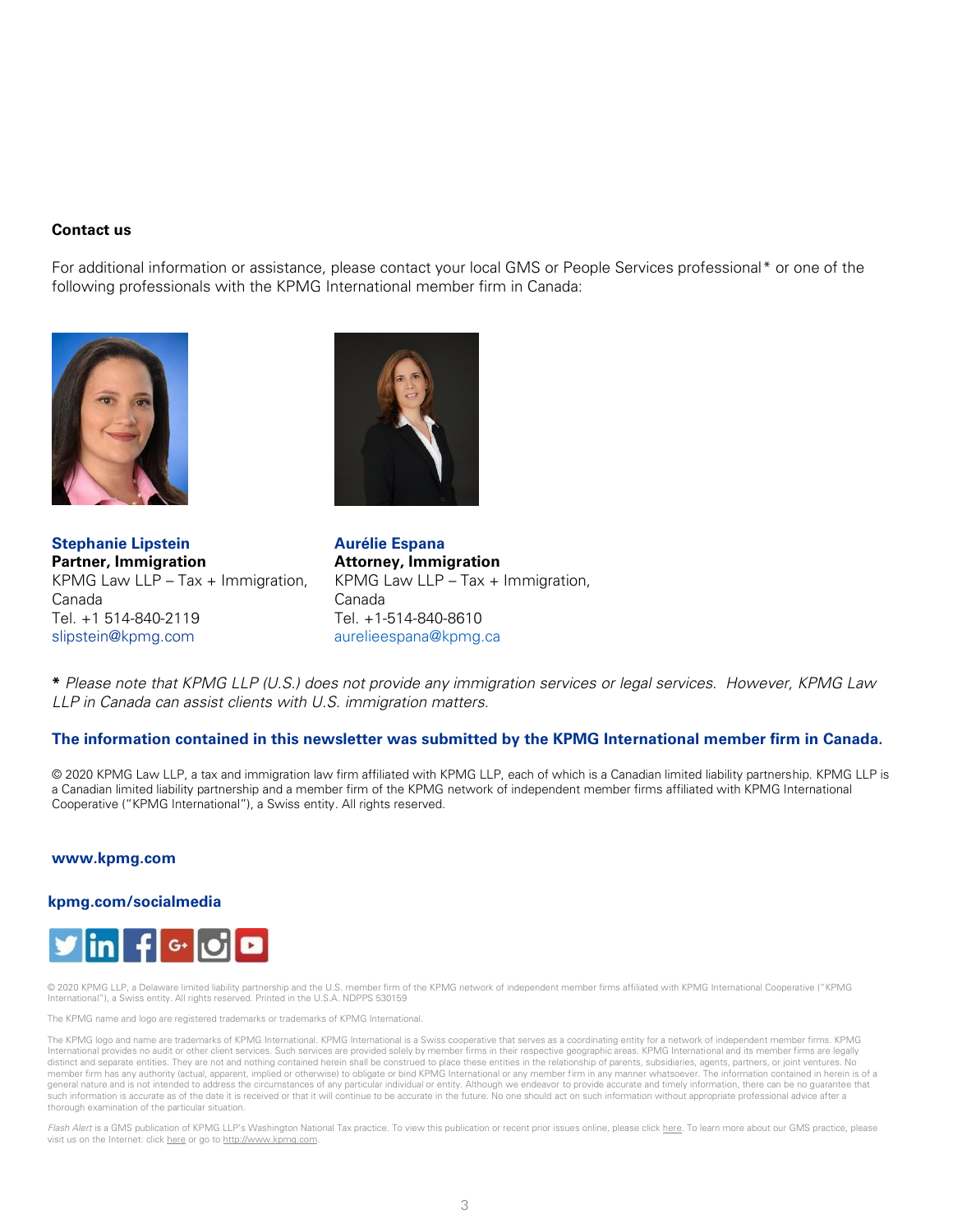**Contact us**

For additional information or assistance, please contact your local GMS or People Services professional* or one of the following professionals with the KPMG International member firm in Canada:

**Stephanie Lipstein**
**Partner, Immigration**
KPMG Law LLP – Tax + Immigration, Canada
Tel. +1 514-840-2119
slipstein@kpmg.com

**Aurélie Espana**
**Attorney, Immigration**
KPMG Law LLP – Tax + Immigration, Canada
Tel. +1-514-840-8610
aurelieespana@kpmg.ca

**\*** *Please note that KPMG LLP (U.S.) does not provide any immigration services or legal services. However, KPMG Law LLP in Canada can assist clients with U.S. immigration matters.*

**The information contained in this newsletter was submitted by the KPMG International member firm in Canada.**

© 2020 KPMG Law LLP, a tax and immigration law firm affiliated with KPMG LLP, each of which is a Canadian limited liability partnership. KPMG LLP is a Canadian limited liability partnership and a member firm of the KPMG network of independent member firms affiliated with KPMG International Cooperative ("KPMG International"), a Swiss entity. All rights reserved.

**www.kpmg.com**

**kpmg.com/socialmedia**

© 2020 KPMG LLP, a Delaware limited liability partnership and the U.S. member firm of the KPMG network of independent member firms affiliated with KPMG International Cooperative ("KPMG International"), a Swiss entity. All rights reserved. Printed in the U.S.A. NDPPS 530159

The KPMG name and logo are registered trademarks or trademarks of KPMG International.

The KPMG logo and name are trademarks of KPMG International. KPMG International is a Swiss cooperative that serves as a coordinating entity for a network of independent member firms. KPMG International provides no audit or other client services. Such services are provided solely by member firms in their respective geographic areas. KPMG International and its member firms are legally distinct and separate entities. They are not and nothing contained herein shall be construed to place these entities in the relationship of parents, subsidiaries, agents, partners, or joint ventures. No member firm has any authority (actual, apparent, implied or otherwise) to obligate or bind KPMG International or any member firm in any manner whatsoever. The information contained in herein is of a general nature and is not intended to address the circumstances of any particular individual or entity. Although we endeavor to provide accurate and timely information, there can be no guarantee that such information is accurate as of the date it is received or that it will continue to be accurate in the future. No one should act on such information without appropriate professional advice after a thorough examination of the particular situation.

*Flash Alert* is a GMS publication of KPMG LLP's Washington National Tax practice. To view this publication or recent prior issues online, please click here. To learn more about our GMS practice, please visit us on the Internet: click here or go to http://www.kpmg.com.